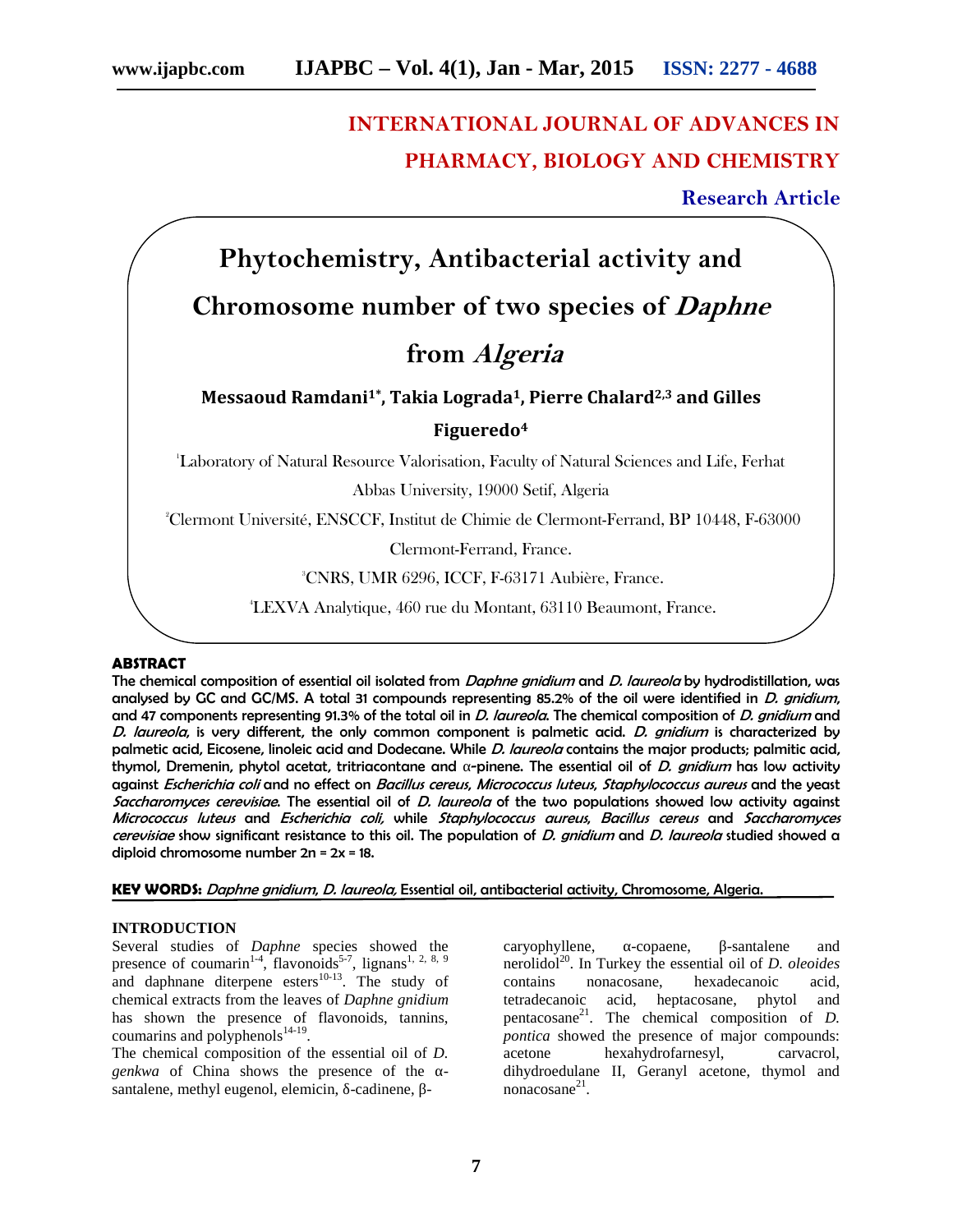# INTERNATIONAL JOURNAL OF ADVANCES IN PHARMACY, BIOLOGY AND CHEMISTRY

**Research Article**

## Phytochemistry, Antibacterial activity and Chromosome number of two species of *Daphne* from *Algeria*

**Messaoud Ramdani[1*], Takia Lograda[1], Pierre Chalard[2,3] and Gilles Figueredo[4]**

[1]Laboratory of Natural Resource Valorisation, Faculty of Natural Sciences and Life, Ferhat Abbas University, 19000 Setif, Algeria

[2]Clermont Université, ENSCCF, Institut de Chimie de Clermont-Ferrand, BP 10448, F-63000 Clermont-Ferrand, France.

[3]CNRS, UMR 6296, ICCF, F-63171 Aubière, France.

[4]LEXVA Analytique, 460 rue du Montant, 63110 Beaumont, France.

### ABSTRACT

**The chemical composition of essential oil isolated from *Daphne gnidium* and *D. laureola* by hydrodistillation, was analysed by GC and GC/MS. A total 31 compounds representing 85.2% of the oil were identified in *D. gnidium*, and 47 components representing 91.3% of the total oil in *D. laureola*. The chemical composition of *D. gnidium* and *D. laureola*, is very different, the only common component is palmetic acid. *D. gnidium* is characterized by palmetic acid, Eicosene, linoleic acid and Dodecane. While *D. laureola* contains the major products; palmitic acid, thymol, Dremenin, phytol acetat, tritriacontane and α-pinene. The essential oil of *D. gnidium* has low activity against *Escherichia coli* and no effect on *Bacillus cereus, Micrococcus luteus, Staphylococcus aureus* and the yeast *Saccharomyces cerevisiae*. The essential oil of *D. laureola* of the two populations showed low activity against *Micrococcus luteus* and *Escherichia coli,* while *Staphylococcus aureus, Bacillus cereus* and *Saccharomyces cerevisiae* show significant resistance to this oil. The population of *D. gnidium* and *D. laureola* studied showed a diploid chromosome number 2n = 2x = 18.**

**KEY WORDS:** ***Daphne gnidium*, *D. laureola,* Essential oil, antibacterial activity, Chromosome, Algeria.**

### INTRODUCTION

Several studies of *Daphne* species showed the presence of coumarin[1-4], flavonoids[5-7], lignans[1, 2, 8, 9] and daphnane diterpene esters[10-13]. The study of chemical extracts from the leaves of *Daphne gnidium* has shown the presence of flavonoids, tannins, coumarins and polyphenols[14-19].

The chemical composition of the essential oil of *D. genkwa* of China shows the presence of the α-santalene, methyl eugenol, elemicin, δ-cadinene, β-caryophyllene, α-copaene, β-santalene and nerolidol[20]. In Turkey the essential oil of *D. oleoides* contains nonacosane, hexadecanoic acid, tetradecanoic acid, heptacosane, phytol and pentacosane[21]. The chemical composition of *D. pontica* showed the presence of major compounds: acetone hexahydrofarnesyl, carvacrol, dihydroedulane II, Geranyl acetone, thymol and nonacosane[21].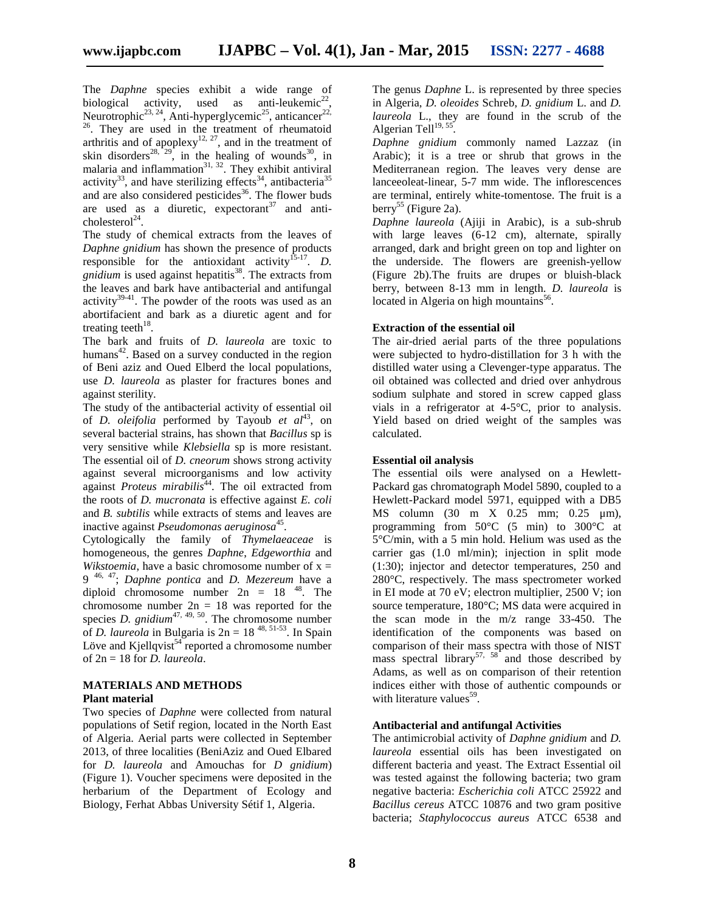The *Daphne* species exhibit a wide range of biological activity, used as anti-leukemic[22], Neurotrophic[23, 24], Anti-hyperglycemic[25], anticancer[22, 26]. They are used in the treatment of rheumatoid arthritis and of apoplexy[12, 27], and in the treatment of skin disorders[28, 29], in the healing of wounds[30], in malaria and inflammation[31, 32]. They exhibit antiviral activity[33], and have sterilizing effects[34], antibacteria[35] and are also considered pesticides[36]. The flower buds are used as a diuretic, expectorant[37] and anti-cholesterol[24].

The study of chemical extracts from the leaves of *Daphne gnidium* has shown the presence of products responsible for the antioxidant activity[15-17]. *D. gnidium* is used against hepatitis[38]. The extracts from the leaves and bark have antibacterial and antifungal activity[39-41]. The powder of the roots was used as an abortifacient and bark as a diuretic agent and for treating teeth[18].

The bark and fruits of *D. laureola* are toxic to humans[42]. Based on a survey conducted in the region of Beni aziz and Oued Elberd the local populations, use *D. laureola* as plaster for fractures bones and against sterility.

The study of the antibacterial activity of essential oil of *D. oleifolia* performed by Tayoub *et al*[43], on several bacterial strains, has shown that *Bacillus* sp is very sensitive while *Klebsiella* sp is more resistant. The essential oil of *D. cneorum* shows strong activity against several microorganisms and low activity against *Proteus mirabilis*[44]. The oil extracted from the roots of *D. mucronata* is effective against *E. coli* and *B. subtilis* while extracts of stems and leaves are inactive against *Pseudomonas aeruginosa*[45].

Cytologically the family of *Thymelaeaceae* is homogeneous, the genres *Daphne*, *Edgeworthia* and *Wikstoemia*, have a basic chromosome number of x = 9 [46, 47]; *Daphne pontica* and *D. Mezereum* have a diploid chromosome number 2n = 18 [48]. The chromosome number 2n = 18 was reported for the species *D. gnidium*[47, 49, 50]. The chromosome number of *D. laureola* in Bulgaria is 2n = 18 [48, 51-53]. In Spain Löve and Kjellqvist[54] reported a chromosome number of 2n = 18 for *D. laureola*.

## MATERIALS AND METHODS

### Plant material

Two species of *Daphne* were collected from natural populations of Setif region, located in the North East of Algeria. Aerial parts were collected in September 2013, of three localities (BeniAziz and Oued Elbared for *D. laureola* and Amouchas for *D gnidium*) (Figure 1). Voucher specimens were deposited in the herbarium of the Department of Ecology and Biology, Ferhat Abbas University Sétif 1, Algeria.

The genus *Daphne* L. is represented by three species in Algeria, *D. oleoides* Schreb, *D. gnidium* L. and *D. laureola* L., they are found in the scrub of the Algerian Tell[19, 55].

*Daphne gnidium* commonly named Lazzaz (in Arabic); it is a tree or shrub that grows in the Mediterranean region. The leaves very dense are lanceeoleat-linear, 5-7 mm wide. The inflorescences are terminal, entirely white-tomentose. The fruit is a berry[55] (Figure 2a).

*Daphne laureola* (Ajiji in Arabic), is a sub-shrub with large leaves (6-12 cm), alternate, spirally arranged, dark and bright green on top and lighter on the underside. The flowers are greenish-yellow (Figure 2b).The fruits are drupes or bluish-black berry, between 8-13 mm in length. *D. laureola* is located in Algeria on high mountains[56].

### Extraction of the essential oil

The air-dried aerial parts of the three populations were subjected to hydro-distillation for 3 h with the distilled water using a Clevenger-type apparatus. The oil obtained was collected and dried over anhydrous sodium sulphate and stored in screw capped glass vials in a refrigerator at 4-5°C, prior to analysis. Yield based on dried weight of the samples was calculated.

### Essential oil analysis

The essential oils were analysed on a Hewlett-Packard gas chromatograph Model 5890, coupled to a Hewlett-Packard model 5971, equipped with a DB5 MS column (30 m X 0.25 mm; 0.25 µm), programming from 50°C (5 min) to 300°C at 5°C/min, with a 5 min hold. Helium was used as the carrier gas (1.0 ml/min); injection in split mode (1:30); injector and detector temperatures, 250 and 280°C, respectively. The mass spectrometer worked in EI mode at 70 eV; electron multiplier, 2500 V; ion source temperature, 180°C; MS data were acquired in the scan mode in the m/z range 33-450. The identification of the components was based on comparison of their mass spectra with those of NIST mass spectral library[57, 58] and those described by Adams, as well as on comparison of their retention indices either with those of authentic compounds or with literature values[59].

### Antibacterial and antifungal Activities

The antimicrobial activity of *Daphne gnidium* and *D. laureola* essential oils has been investigated on different bacteria and yeast. The Extract Essential oil was tested against the following bacteria; two gram negative bacteria: *Escherichia coli* ATCC 25922 and *Bacillus cereus* ATCC 10876 and two gram positive bacteria; *Staphylococcus aureus* ATCC 6538 and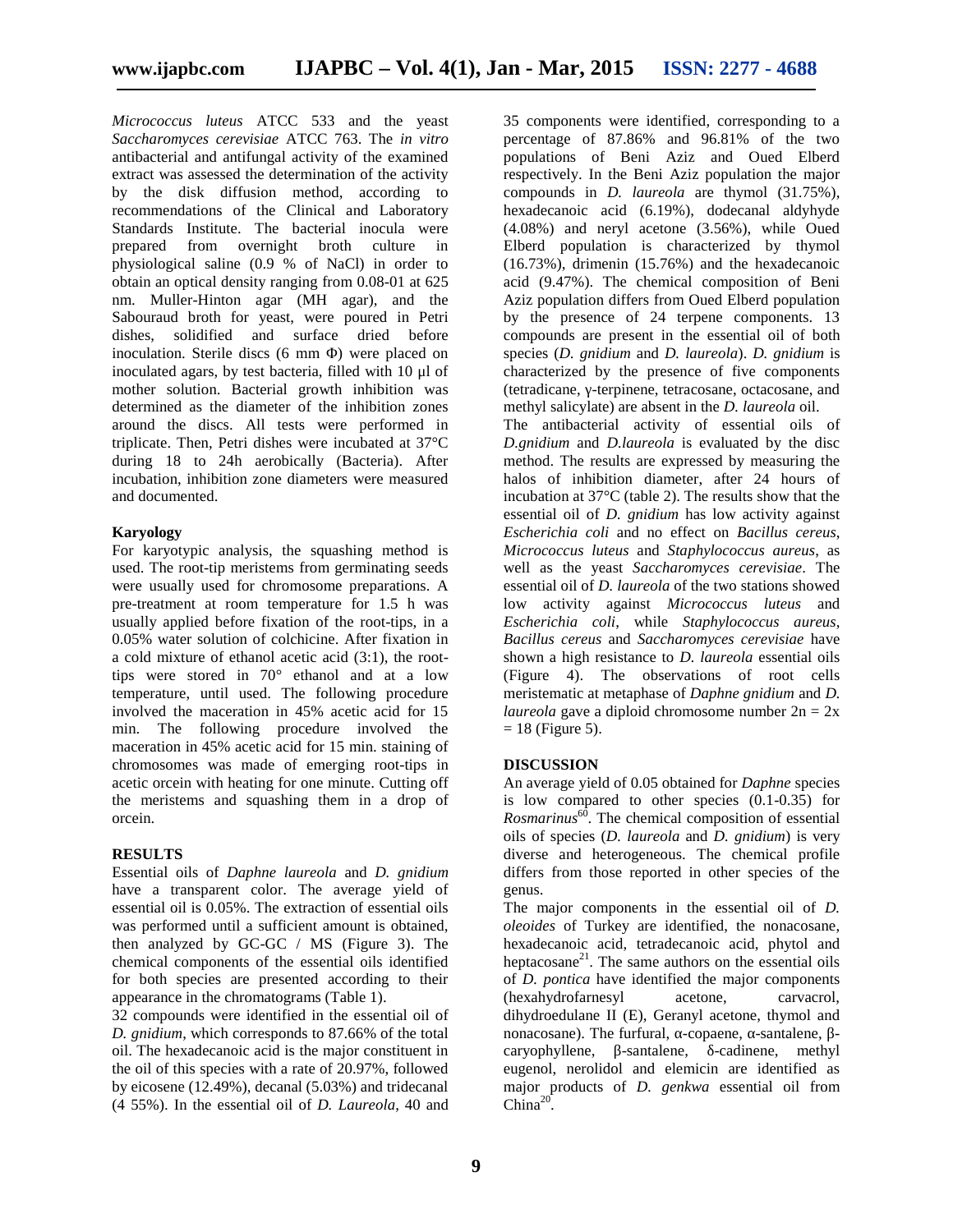*Micrococcus luteus* ATCC 533 and the yeast *Saccharomyces cerevisiae* ATCC 763. The *in vitro* antibacterial and antifungal activity of the examined extract was assessed the determination of the activity by the disk diffusion method, according to recommendations of the Clinical and Laboratory Standards Institute. The bacterial inocula were prepared from overnight broth culture in physiological saline (0.9 % of NaCl) in order to obtain an optical density ranging from 0.08-01 at 625 nm. Muller-Hinton agar (MH agar), and the Sabouraud broth for yeast, were poured in Petri dishes, solidified and surface dried before inoculation. Sterile discs (6 mm Φ) were placed on inoculated agars, by test bacteria, filled with 10 µl of mother solution. Bacterial growth inhibition was determined as the diameter of the inhibition zones around the discs. All tests were performed in triplicate. Then, Petri dishes were incubated at 37°C during 18 to 24h aerobically (Bacteria). After incubation, inhibition zone diameters were measured and documented.

**Karyology**

For karyotypic analysis, the squashing method is used. The root-tip meristems from germinating seeds were usually used for chromosome preparations. A pre-treatment at room temperature for 1.5 h was usually applied before fixation of the root-tips, in a 0.05% water solution of colchicine. After fixation in a cold mixture of ethanol acetic acid (3:1), the root-tips were stored in 70° ethanol and at a low temperature, until used. The following procedure involved the maceration in 45% acetic acid for 15 min. The following procedure involved the maceration in 45% acetic acid for 15 min. staining of chromosomes was made of emerging root-tips in acetic orcein with heating for one minute. Cutting off the meristems and squashing them in a drop of orcein.

**RESULTS**

Essential oils of *Daphne laureola* and *D. gnidium* have a transparent color. The average yield of essential oil is 0.05%. The extraction of essential oils was performed until a sufficient amount is obtained, then analyzed by GC-GC / MS (Figure 3). The chemical components of the essential oils identified for both species are presented according to their appearance in the chromatograms (Table 1).

32 compounds were identified in the essential oil of *D. gnidium*, which corresponds to 87.66% of the total oil. The hexadecanoic acid is the major constituent in the oil of this species with a rate of 20.97%, followed by eicosene (12.49%), decanal (5.03%) and tridecanal (4 55%). In the essential oil of *D. Laureola*, 40 and 35 components were identified, corresponding to a percentage of 87.86% and 96.81% of the two populations of Beni Aziz and Oued Elberd respectively. In the Beni Aziz population the major compounds in *D. laureola* are thymol (31.75%), hexadecanoic acid (6.19%), dodecanal aldyhyde (4.08%) and neryl acetone (3.56%), while Oued Elberd population is characterized by thymol (16.73%), drimenin (15.76%) and the hexadecanoic acid (9.47%). The chemical composition of Beni Aziz population differs from Oued Elberd population by the presence of 24 terpene components. 13 compounds are present in the essential oil of both species (*D. gnidium* and *D. laureola*). *D. gnidium* is characterized by the presence of five components (tetradicane, γ-terpinene, tetracosane, octacosane, and methyl salicylate) are absent in the *D. laureola* oil.

The antibacterial activity of essential oils of *D.gnidium* and *D.laureola* is evaluated by the disc method. The results are expressed by measuring the halos of inhibition diameter, after 24 hours of incubation at 37°C (table 2). The results show that the essential oil of *D. gnidium* has low activity against *Escherichia coli* and no effect on *Bacillus cereus*, *Micrococcus luteus* and *Staphylococcus aureus*, as well as the yeast *Saccharomyces cerevisiae*. The essential oil of *D. laureola* of the two stations showed low activity against *Micrococcus luteus* and *Escherichia coli*, while *Staphylococcus aureus*, *Bacillus cereus* and *Saccharomyces cerevisiae* have shown a high resistance to *D. laureola* essential oils (Figure 4). The observations of root cells meristematic at metaphase of *Daphne gnidium* and *D. laureola* gave a diploid chromosome number $2n = 2x = 18$ (Figure 5).

**DISCUSSION**

An average yield of 0.05 obtained for *Daphne* species is low compared to other species (0.1-0.35) for *Rosmarinus*[60]. The chemical composition of essential oils of species (*D. laureola* and *D. gnidium*) is very diverse and heterogeneous. The chemical profile differs from those reported in other species of the genus.

The major components in the essential oil of *D. oleoides* of Turkey are identified, the nonacosane, hexadecanoic acid, tetradecanoic acid, phytol and heptacosane[21]. The same authors on the essential oils of *D. pontica* have identified the major components (hexahydrofarnesyl acetone, carvacrol, dihydroedulane II (E), Geranyl acetone, thymol and nonacosane). The furfural, α-copaene, α-santalene, β-caryophyllene, β-santalene, δ-cadinene, methyl eugenol, nerolidol and elemicin are identified as major products of *D. genkwa* essential oil from China[20].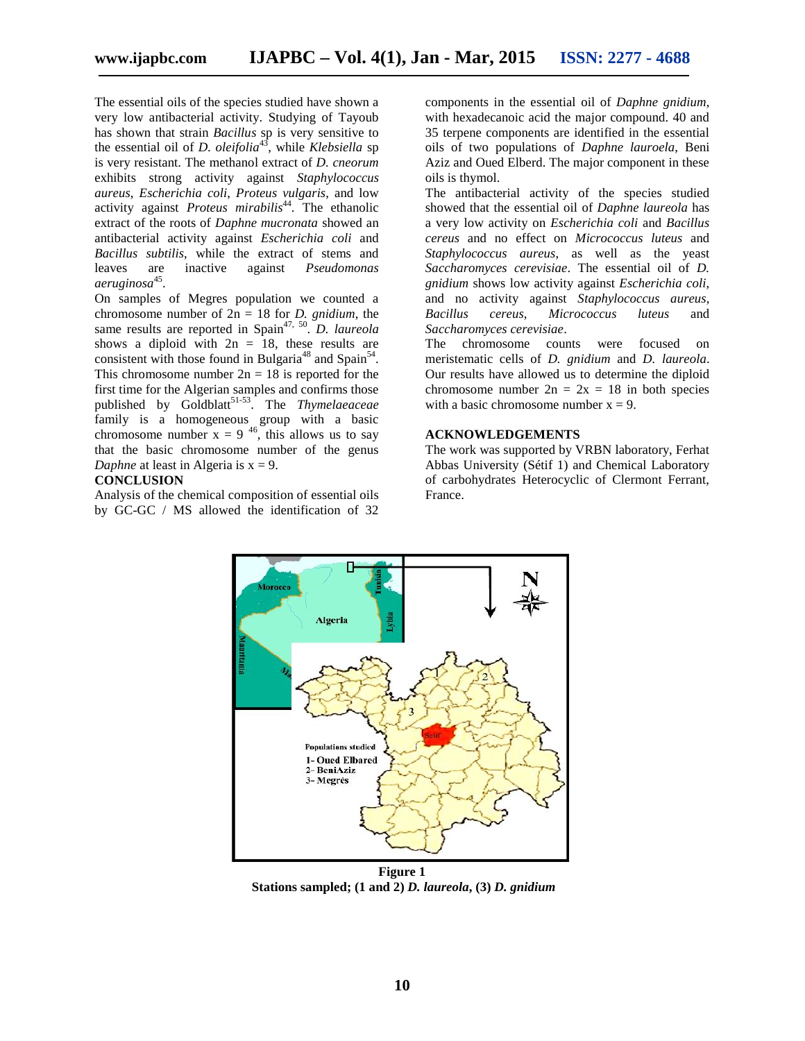The essential oils of the species studied have shown a very low antibacterial activity. Studying of Tayoub has shown that strain *Bacillus* sp is very sensitive to the essential oil of *D. oleifolia*[43], while *Klebsiella* sp is very resistant. The methanol extract of *D. cneorum* exhibits strong activity against *Staphylococcus aureus*, *Escherichia coli*, *Proteus vulgaris*, and low activity against *Proteus mirabilis*[44]. The ethanolic extract of the roots of *Daphne mucronata* showed an antibacterial activity against *Escherichia coli* and *Bacillus subtilis*, while the extract of stems and leaves are inactive against *Pseudomonas aeruginosa*[45].

On samples of Megres population we counted a chromosome number of 2n = 18 for *D. gnidium*, the same results are reported in Spain[47, 50]. *D. laureola* shows a diploid with 2n = 18, these results are consistent with those found in Bulgaria[48] and Spain[54]. This chromosome number 2n = 18 is reported for the first time for the Algerian samples and confirms those published by Goldblatt[51-53]. The *Thymelaeaceae* family is a homogeneous group with a basic chromosome number x = 9 [46], this allows us to say that the basic chromosome number of the genus *Daphne* at least in Algeria is x = 9.

## CONCLUSION

Analysis of the chemical composition of essential oils by GC-GC / MS allowed the identification of 32 components in the essential oil of *Daphne gnidium*, with hexadecanoic acid the major compound. 40 and 35 terpene components are identified in the essential oils of two populations of *Daphne lauroela*, Beni Aziz and Oued Elberd. The major component in these oils is thymol.

The antibacterial activity of the species studied showed that the essential oil of *Daphne laureola* has a very low activity on *Escherichia coli* and *Bacillus cereus* and no effect on *Micrococcus luteus* and *Staphylococcus aureus*, as well as the yeast *Saccharomyces cerevisiae*. The essential oil of *D. gnidium* shows low activity against *Escherichia coli*, and no activity against *Staphylococcus aureus*, *Bacillus cereus*, *Micrococcus luteus* and *Saccharomyces cerevisiae*.

The chromosome counts were focused on meristematic cells of *D. gnidium* and *D. laureola*. Our results have allowed us to determine the diploid chromosome number 2n = 2x = 18 in both species with a basic chromosome number x = 9.

## ACKNOWLEDGEMENTS

The work was supported by VRBN laboratory, Ferhat Abbas University (Sétif 1) and Chemical Laboratory of carbohydrates Heterocyclic of Clermont Ferrant, France.

**Figure 1**
**Stations sampled; (1 and 2) *D. laureola*, (3) *D. gnidium***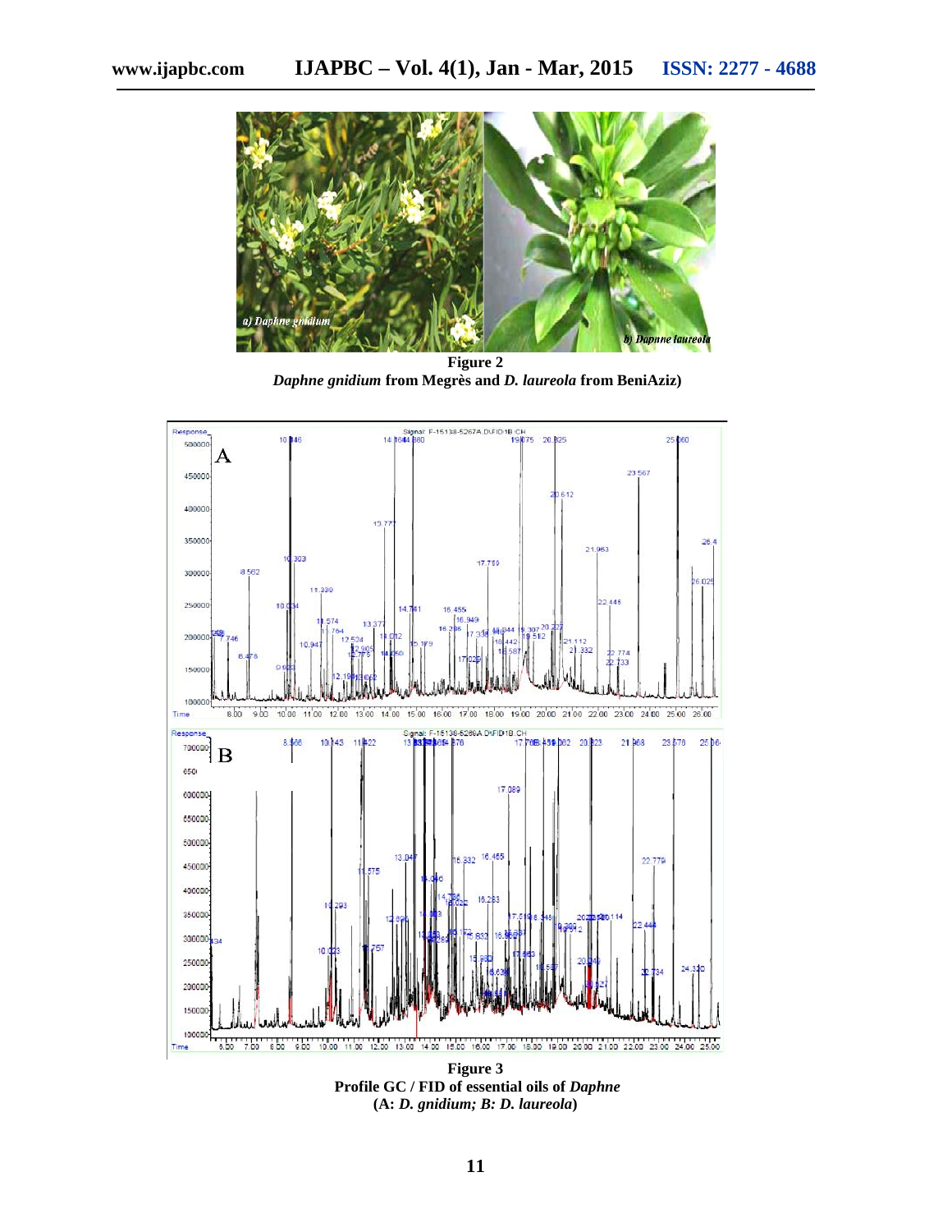**Figure 2**
***Daphne gnidium* from Megrès and *D. laureola* from BeniAziz)**

**Figure 3**
**Profile GC / FID of essential oils of *Daphne***
**(A: *D. gnidium; B: D. laureola*)**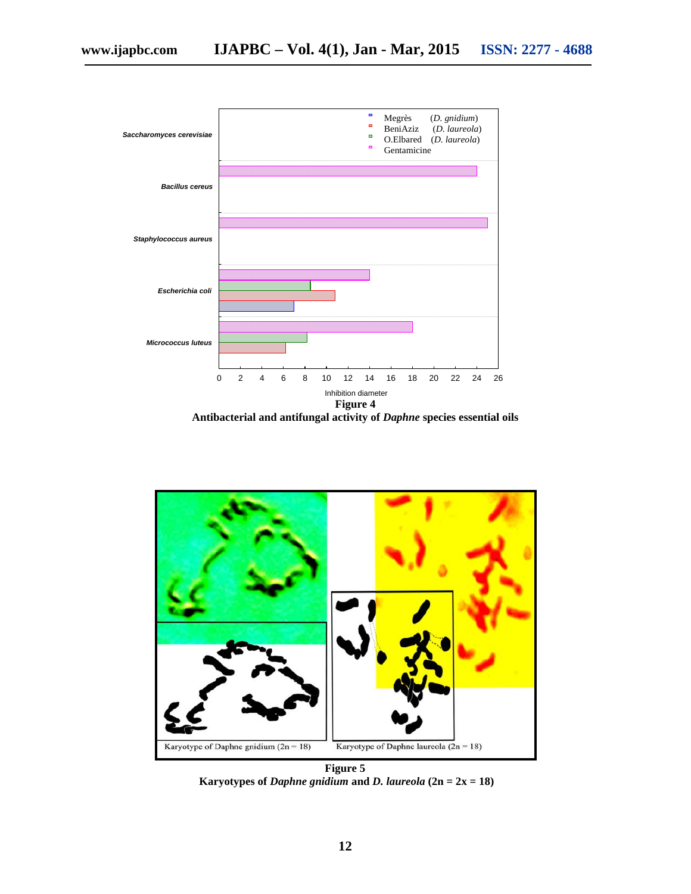**Figure 4**

**Antibacterial and antifungal activity of *Daphne* species essential oils**

**Figure 5**

**Karyotypes of *Daphne gnidium* and *D. laureola* (2n = 2x = 18)**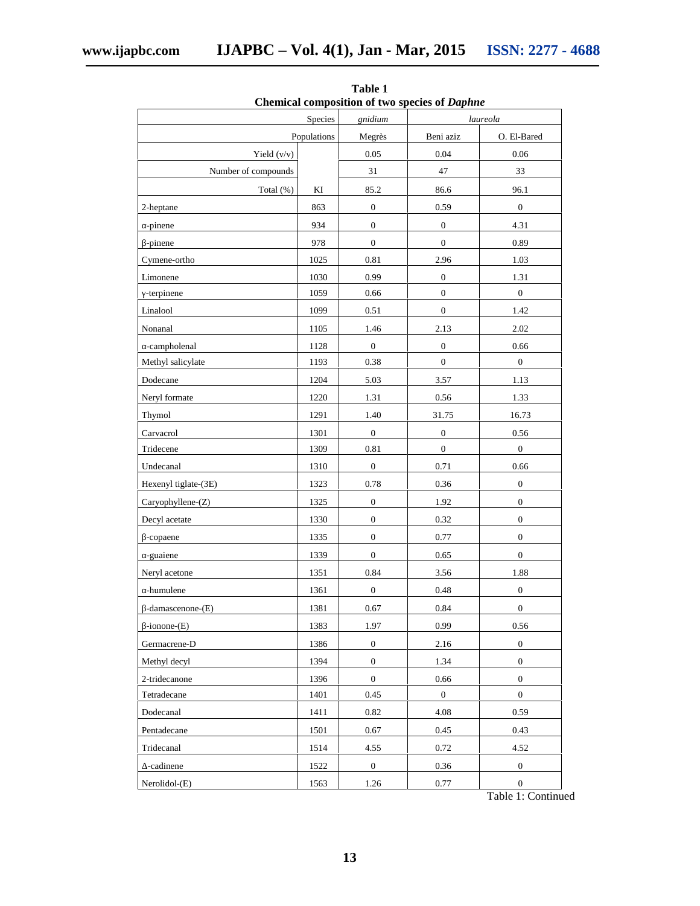**Table 1**
**Chemical composition of two species of *Daphne***

| Species | | *gnidium* | *laureola* | |
|---|---|---|---|---|
| Populations | | Megrès | Beni aziz | O. El-Bared |
| Yield (v/v) | | 0.05 | 0.04 | 0.06 |
| Number of compounds | | 31 | 47 | 33 |
| Total (%) | KI | 85.2 | 86.6 | 96.1 |
| 2-heptane | 863 | 0 | 0.59 | 0 |
| α-pinene | 934 | 0 | 0 | 4.31 |
| β-pinene | 978 | 0 | 0 | 0.89 |
| Cymene-ortho | 1025 | 0.81 | 2.96 | 1.03 |
| Limonene | 1030 | 0.99 | 0 | 1.31 |
| γ-terpinene | 1059 | 0.66 | 0 | 0 |
| Linalool | 1099 | 0.51 | 0 | 1.42 |
| Nonanal | 1105 | 1.46 | 2.13 | 2.02 |
| α-campholenal | 1128 | 0 | 0 | 0.66 |
| Methyl salicylate | 1193 | 0.38 | 0 | 0 |
| Dodecane | 1204 | 5.03 | 3.57 | 1.13 |
| Neryl formate | 1220 | 1.31 | 0.56 | 1.33 |
| Thymol | 1291 | 1.40 | 31.75 | 16.73 |
| Carvacrol | 1301 | 0 | 0 | 0.56 |
| Tridecene | 1309 | 0.81 | 0 | 0 |
| Undecanal | 1310 | 0 | 0.71 | 0.66 |
| Hexenyl tiglate-(3E) | 1323 | 0.78 | 0.36 | 0 |
| Caryophyllene-(Z) | 1325 | 0 | 1.92 | 0 |
| Decyl acetate | 1330 | 0 | 0.32 | 0 |
| β-copaene | 1335 | 0 | 0.77 | 0 |
| α-guaiene | 1339 | 0 | 0.65 | 0 |
| Neryl acetone | 1351 | 0.84 | 3.56 | 1.88 |
| α-humulene | 1361 | 0 | 0.48 | 0 |
| β-damascenone-(E) | 1381 | 0.67 | 0.84 | 0 |
| β-ionone-(E) | 1383 | 1.97 | 0.99 | 0.56 |
| Germacrene-D | 1386 | 0 | 2.16 | 0 |
| Methyl decyl | 1394 | 0 | 1.34 | 0 |
| 2-tridecanone | 1396 | 0 | 0.66 | 0 |
| Tetradecane | 1401 | 0.45 | 0 | 0 |
| Dodecanal | 1411 | 0.82 | 4.08 | 0.59 |
| Pentadecane | 1501 | 0.67 | 0.45 | 0.43 |
| Tridecanal | 1514 | 4.55 | 0.72 | 4.52 |
| Δ-cadinene | 1522 | 0 | 0.36 | 0 |
| Nerolidol-(E) | 1563 | 1.26 | 0.77 | 0 |

Table 1: Continued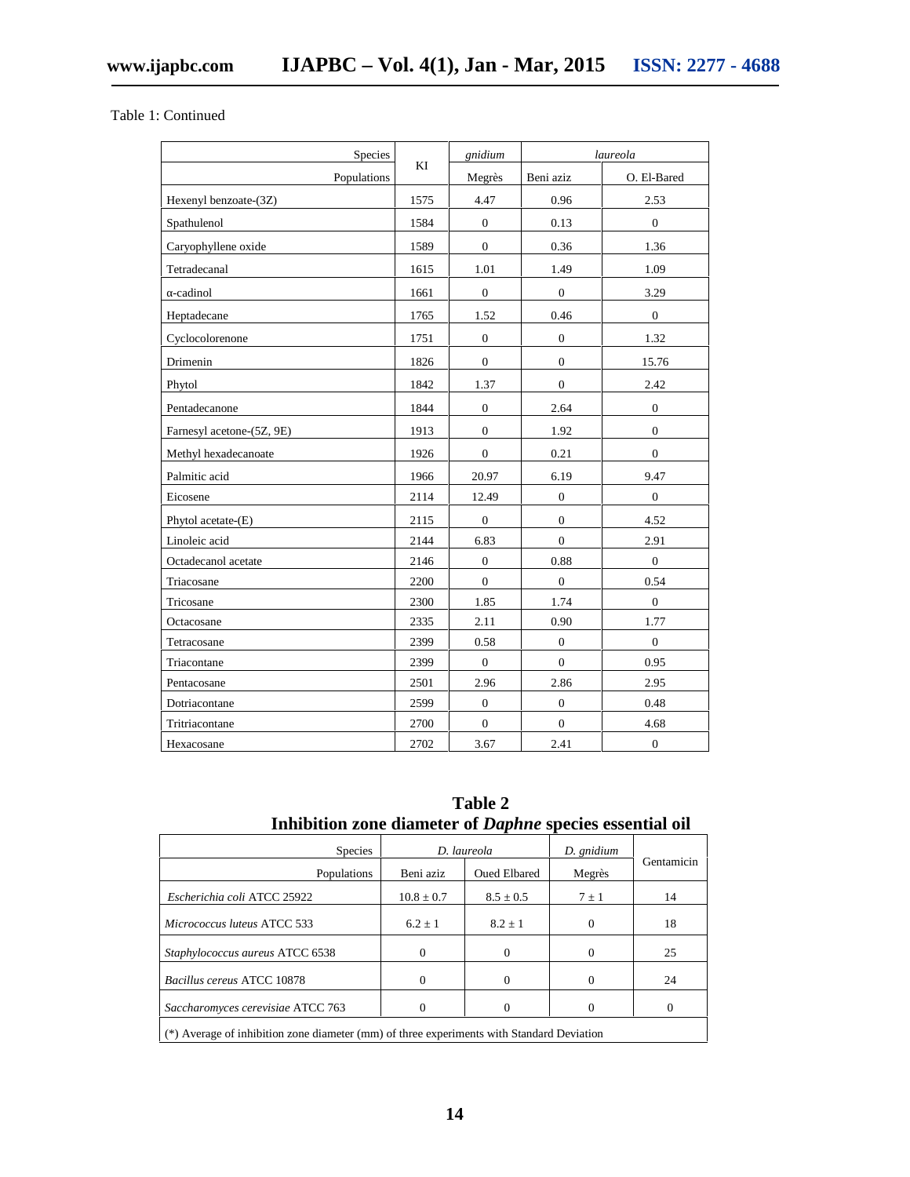Table 1: Continued

| Species | KI | *gnidium* | *laureola* | |
|---|---|---|---|---|
| Populations | | Megrès | Beni aziz | O. El-Bared |
| Hexenyl benzoate-(3Z) | 1575 | 4.47 | 0.96 | 2.53 |
| Spathulenol | 1584 | 0 | 0.13 | 0 |
| Caryophyllene oxide | 1589 | 0 | 0.36 | 1.36 |
| Tetradecanal | 1615 | 1.01 | 1.49 | 1.09 |
| α-cadinol | 1661 | 0 | 0 | 3.29 |
| Heptadecane | 1765 | 1.52 | 0.46 | 0 |
| Cyclocolorenone | 1751 | 0 | 0 | 1.32 |
| Drimenin | 1826 | 0 | 0 | 15.76 |
| Phytol | 1842 | 1.37 | 0 | 2.42 |
| Pentadecanone | 1844 | 0 | 2.64 | 0 |
| Farnesyl acetone-(5Z, 9E) | 1913 | 0 | 1.92 | 0 |
| Methyl hexadecanoate | 1926 | 0 | 0.21 | 0 |
| Palmitic acid | 1966 | 20.97 | 6.19 | 9.47 |
| Eicosene | 2114 | 12.49 | 0 | 0 |
| Phytol acetate-(E) | 2115 | 0 | 0 | 4.52 |
| Linoleic acid | 2144 | 6.83 | 0 | 2.91 |
| Octadecanol acetate | 2146 | 0 | 0.88 | 0 |
| Triacosane | 2200 | 0 | 0 | 0.54 |
| Tricosane | 2300 | 1.85 | 1.74 | 0 |
| Octacosane | 2335 | 2.11 | 0.90 | 1.77 |
| Tetracosane | 2399 | 0.58 | 0 | 0 |
| Triacontane | 2399 | 0 | 0 | 0.95 |
| Pentacosane | 2501 | 2.96 | 2.86 | 2.95 |
| Dotriacontane | 2599 | 0 | 0 | 0.48 |
| Tritriacontane | 2700 | 0 | 0 | 4.68 |
| Hexacosane | 2702 | 3.67 | 2.41 | 0 |

**Table 2**
**Inhibition zone diameter of *Daphne* species essential oil**

| Species | *D. laureola* | | *D. gnidium* | Gentamicin |
|---|---|---|---|---|
| Populations | Beni aziz | Oued Elbared | Megrès | |
| *Escherichia coli* ATCC 25922 | 10.8 ± 0.7 | 8.5 ± 0.5 | 7 ± 1 | 14 |
| *Micrococcus luteus* ATCC 533 | 6.2 ± 1 | 8.2 ± 1 | 0 | 18 |
| *Staphylococcus aureus* ATCC 6538 | 0 | 0 | 0 | 25 |
| *Bacillus cereus* ATCC 10878 | 0 | 0 | 0 | 24 |
| *Saccharomyces cerevisiae* ATCC 763 | 0 | 0 | 0 | 0 |

(*) Average of inhibition zone diameter (mm) of three experiments with Standard Deviation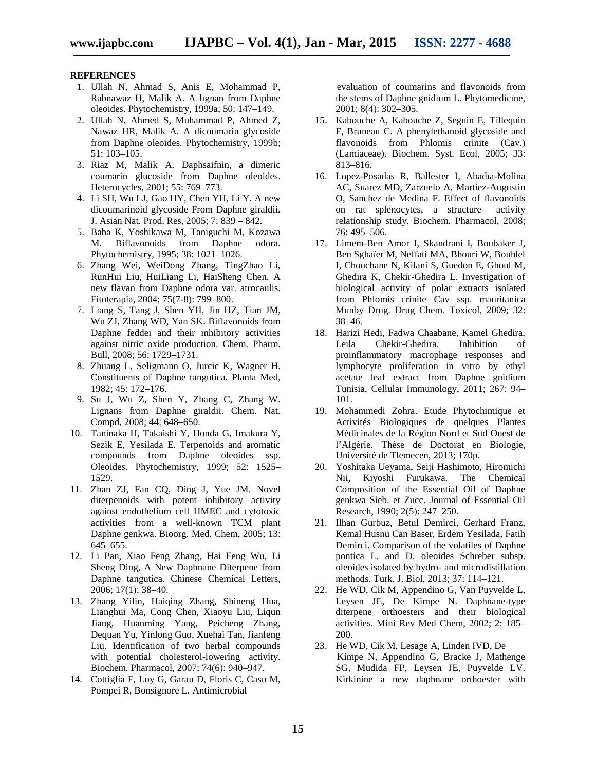**REFERENCES**

1. Ullah N, Ahmad S, Anis E, Mohammad P, Rabnawaz H, Malik A. A lignan from Daphne oleoides. Phytochemistry, 1999a; 50: 147–149.
2. Ullah N, Ahmed S, Muhammad P, Ahmed Z, Nawaz HR, Malik A. A dicoumarin glycoside from Daphne oleoides. Phytochemistry, 1999b; 51: 103–105.
3. Riaz M, Malik A. Daphsaifnin, a dimeric coumarin glucoside from Daphne oleoides. Heterocycles, 2001; 55: 769–773.
4. Li SH, Wu LJ, Gao HY, Chen YH, Li Y. A new dicoumarinoid glycoside From Daphne giraldii. J. Asian Nat. Prod. Res, 2005; 7: 839 – 842.
5. Baba K, Yoshikawa M, Taniguchi M, Kozawa M. Biflavonoids from Daphne odora. Phytochemistry, 1995; 38: 1021–1026.
6. Zhang Wei, WeiDong Zhang, TingZhao Li, RunHui Liu, HuiLiang Li, HaiSheng Chen. A new flavan from Daphne odora var. atrocaulis. Fitoterapia, 2004; 75(7-8): 799–800.
7. Liang S, Tang J, Shen YH, Jin HZ, Tian JM, Wu ZJ, Zhang WD, Yan SK. Biflavonoids from Daphne feddei and their inhibitory activities against nitric oxide production. Chem. Pharm. Bull, 2008; 56: 1729–1731.
8. Zhuang L, Seligmann O, Jurcic K, Wagner H. Constituents of Daphne tangutica. Planta Med, 1982; 45: 172–176.
9. Su J, Wu Z, Shen Y, Zhang C, Zhang W. Lignans from Daphne giraldii. Chem. Nat. Compd, 2008; 44: 648–650.
10. Taninaka H, Takaishi Y, Honda G, Imakura Y, Sezik E, Yesilada E. Terpenoids and aromatic compounds from Daphne oleoides ssp. Oleoides. Phytochemistry, 1999; 52: 1525–1529.
11. Zhan ZJ, Fan CQ, Ding J, Yue JM. Novel diterpenoids with potent inhibitory activity against endothelium cell HMEC and cytotoxic activities from a well-known TCM plant Daphne genkwa. Bioorg. Med. Chem, 2005; 13: 645–655.
12. Li Pan, Xiao Feng Zhang, Hai Feng Wu, Li Sheng Ding, A New Daphnane Diterpene from Daphne tangutica. Chinese Chemical Letters, 2006; 17(1): 38–40.
13. Zhang Yilin, Haiqing Zhang, Shineng Hua, Lianghui Ma, Cong Chen, Xiaoyu Liu, Liqun Jiang, Huanming Yang, Peicheng Zhang, Dequan Yu, Yinlong Guo, Xuehai Tan, Jianfeng Liu. Identification of two herbal compounds with potential cholesterol-lowering activity. Biochem. Pharmacol, 2007; 74(6): 940–947.
14. Cottiglia F, Loy G, Garau D, Floris C, Casu M, Pompei R, Bonsignore L. Antimicrobial evaluation of coumarins and flavonoids from the stems of Daphne gnidium L. Phytomedicine, 2001; 8(4): 302–305.
15. Kabouche A, Kabouche Z, Seguin E, Tillequin F, Bruneau C. A phenylethanoid glycoside and flavonoids from Phlomis crinite (Cav.) (Lamiaceae). Biochem. Syst. Ecol, 2005; 33: 813–816.
16. Lopez-Posadas R, Ballester I, Abadıa-Molina AC, Suarez MD, Zarzuelo A, Martíez-Augustin O, Sanchez de Medina F. Effect of flavonoids on rat splenocytes, a structure– activity relationship study. Biochem. Pharmacol, 2008; 76: 495–506.
17. Limem-Ben Amor I, Skandrani I, Boubaker J, Ben Sghaïer M, Neffati MA, Bhouri W, Bouhlel I, Chouchane N, Kilani S, Guedon E, Ghoul M, Ghedira K, Chekir-Ghedira L. Investigation of biological activity of polar extracts isolated from Phlomis crinite Cav ssp. mauritanica Munby Drug. Drug Chem. Toxicol, 2009; 32: 38–46.
18. Harizi Hedi, Fadwa Chaabane, Kamel Ghedira, Leila Chekir-Ghedira. Inhibition of proinflammatory macrophage responses and lymphocyte proliferation in vitro by ethyl acetate leaf extract from Daphne gnidium Tunisia, Cellular Immunology, 2011; 267: 94–101.
19. Mohammedi Zohra. Etude Phytochimique et Activités Biologiques de quelques Plantes Médicinales de la Région Nord et Sud Ouest de l'Algérie. Thèse de Doctorat en Biologie, Université de Tlemecen, 2013; 170p.
20. Yoshitaka Ueyama, Seiji Hashimoto, Hiromichi Nii, Kiyoshi Furukawa. The Chemical Composition of the Essential Oil of Daphne genkwa Sieb. et Zucc. Journal of Essential Oil Research, 1990; 2(5): 247–250.
21. Ilhan Gurbuz, Betul Demirci, Gerhard Franz, Kemal Husnu Can Baser, Erdem Yesilada, Fatih Demirci. Comparison of the volatiles of Daphne pontica L. and D. oleoides Schreber subsp. oleoides isolated by hydro- and microdistillation methods. Turk. J. Biol, 2013; 37: 114–121.
22. He WD, Cik M, Appendino G, Van Puyvelde L, Leysen JE, De Kimpe N. Daphnane-type diterpene orthoesters and their biological activities. Mini Rev Med Chem, 2002; 2: 185–200.
23. He WD, Cik M, Lesage A, Linden IVD, De Kimpe N, Appendino G, Bracke J, Mathenge SG, Mudida FP, Leysen JE, Puyvelde LV. Kirkinine a new daphnane orthoester with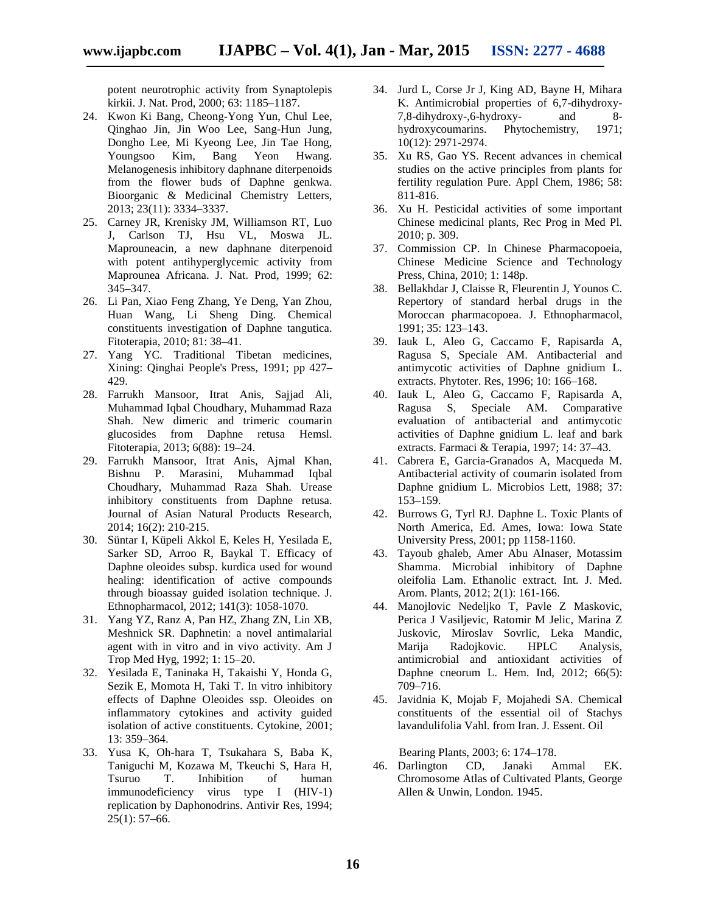potent neurotrophic activity from Synaptolepis kirkii. J. Nat. Prod, 2000; 63: 1185–1187.

24. Kwon Ki Bang, Cheong-Yong Yun, Chul Lee, Qinghao Jin, Jin Woo Lee, Sang-Hun Jung, Dongho Lee, Mi Kyeong Lee, Jin Tae Hong, Youngsoo Kim, Bang Yeon Hwang. Melanogenesis inhibitory daphnane diterpenoids from the flower buds of Daphne genkwa. Bioorganic & Medicinal Chemistry Letters, 2013; 23(11): 3334–3337.
25. Carney JR, Krenisky JM, Williamson RT, Luo J, Carlson TJ, Hsu VL, Moswa JL. Maprouneacin, a new daphnane diterpenoid with potent antihyperglycemic activity from Maprounea Africana. J. Nat. Prod, 1999; 62: 345–347.
26. Li Pan, Xiao Feng Zhang, Ye Deng, Yan Zhou, Huan Wang, Li Sheng Ding. Chemical constituents investigation of Daphne tangutica. Fitoterapia, 2010; 81: 38–41.
27. Yang YC. Traditional Tibetan medicines, Xining: Qinghai People's Press, 1991; pp 427–429.
28. Farrukh Mansoor, Itrat Anis, Sajjad Ali, Muhammad Iqbal Choudhary, Muhammad Raza Shah. New dimeric and trimeric coumarin glucosides from Daphne retusa Hemsl. Fitoterapia, 2013; 6(88): 19–24.
29. Farrukh Mansoor, Itrat Anis, Ajmal Khan, Bishnu P. Marasini, Muhammad Iqbal Choudhary, Muhammad Raza Shah. Urease inhibitory constituents from Daphne retusa. Journal of Asian Natural Products Research, 2014; 16(2): 210-215.
30. Süntar I, Küpeli Akkol E, Keles H, Yesilada E, Sarker SD, Arroo R, Baykal T. Efficacy of Daphne oleoides subsp. kurdica used for wound healing: identification of active compounds through bioassay guided isolation technique. J. Ethnopharmacol, 2012; 141(3): 1058-1070.
31. Yang YZ, Ranz A, Pan HZ, Zhang ZN, Lin XB, Meshnick SR. Daphnetin: a novel antimalarial agent with in vitro and in vivo activity. Am J Trop Med Hyg, 1992; 1: 15–20.
32. Yesilada E, Taninaka H, Takaishi Y, Honda G, Sezik E, Momota H, Taki T. In vitro inhibitory effects of Daphne Oleoides ssp. Oleoides on inflammatory cytokines and activity guided isolation of active constituents. Cytokine, 2001; 13: 359–364.
33. Yusa K, Oh-hara T, Tsukahara S, Baba K, Taniguchi M, Kozawa M, Tkeuchi S, Hara H, Tsuruo T. Inhibition of human immunodeficiency virus type I (HIV-1) replication by Daphonodrins. Antivir Res, 1994; 25(1): 57–66.
34. Jurd L, Corse Jr J, King AD, Bayne H, Mihara K. Antimicrobial properties of 6,7-dihydroxy-7,8-dihydroxy-,6-hydroxy- and 8-hydroxycoumarins. Phytochemistry, 1971; 10(12): 2971-2974.
35. Xu RS, Gao YS. Recent advances in chemical studies on the active principles from plants for fertility regulation Pure. Appl Chem, 1986; 58: 811-816.
36. Xu H. Pesticidal activities of some important Chinese medicinal plants, Rec Prog in Med Pl. 2010; p. 309.
37. Commission CP. In Chinese Pharmacopoeia, Chinese Medicine Science and Technology Press, China, 2010; 1: 148p.
38. Bellakhdar J, Claisse R, Fleurentin J, Younos C. Repertory of standard herbal drugs in the Moroccan pharmacopoea. J. Ethnopharmacol, 1991; 35: 123–143.
39. Iauk L, Aleo G, Caccamo F, Rapisarda A, Ragusa S, Speciale AM. Antibacterial and antimycotic activities of Daphne gnidium L. extracts. Phytoter. Res, 1996; 10: 166–168.
40. Iauk L, Aleo G, Caccamo F, Rapisarda A, Ragusa S, Speciale AM. Comparative evaluation of antibacterial and antimycotic activities of Daphne gnidium L. leaf and bark extracts. Farmaci & Terapia, 1997; 14: 37–43.
41. Cabrera E, Garcia-Granados A, Macqueda M. Antibacterial activity of coumarin isolated from Daphne gnidium L. Microbios Lett, 1988; 37: 153–159.
42. Burrows G, Tyrl RJ. Daphne L. Toxic Plants of North America, Ed. Ames, Iowa: Iowa State University Press, 2001; pp 1158-1160.
43. Tayoub ghaleb, Amer Abu Alnaser, Motassim Shamma. Microbial inhibitory of Daphne oleifolia Lam. Ethanolic extract. Int. J. Med. Arom. Plants, 2012; 2(1): 161-166.
44. Manojlovic Nedeljko T, Pavle Z Maskovic, Perica J Vasiljevic, Ratomir M Jelic, Marina Z Juskovic, Miroslav Sovrlic, Leka Mandic, Marija Radojkovic. HPLC Analysis, antimicrobial and antioxidant activities of Daphne cneorum L. Hem. Ind, 2012; 66(5): 709–716.
45. Javidnia K, Mojab F, Mojahedi SA. Chemical constituents of the essential oil of Stachys lavandulifolia Vahl. from Iran. J. Essent. Oil Bearing Plants, 2003; 6: 174–178.
46. Darlington CD, Janaki Ammal EK. Chromosome Atlas of Cultivated Plants, George Allen & Unwin, London. 1945.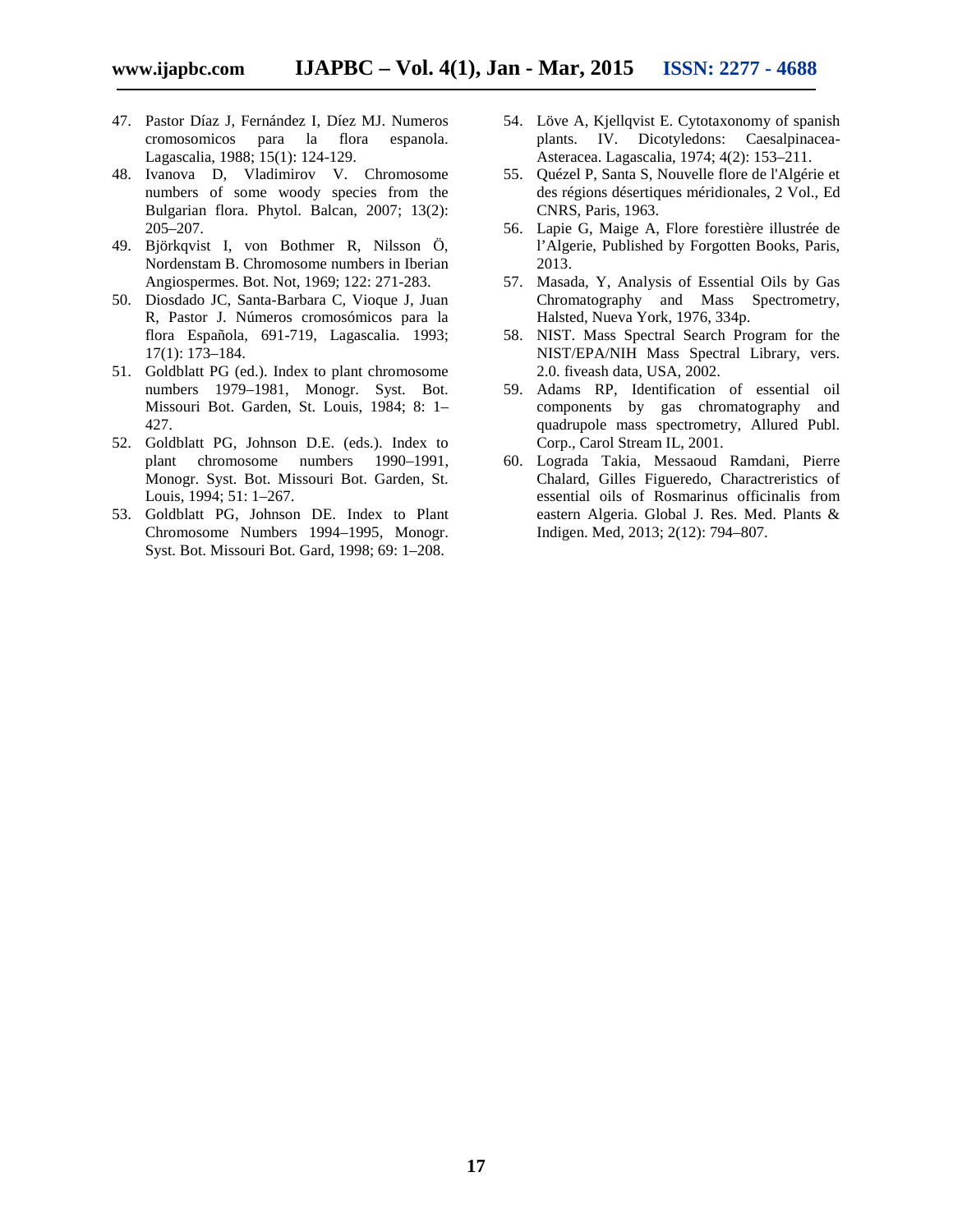47. Pastor Díaz J, Fernández I, Díez MJ. Numeros cromosomicos para la flora espanola. Lagascalia, 1988; 15(1): 124-129.
48. Ivanova D, Vladimirov V. Chromosome numbers of some woody species from the Bulgarian flora. Phytol. Balcan, 2007; 13(2): 205–207.
49. Björkqvist I, von Bothmer R, Nilsson Ö, Nordenstam B. Chromosome numbers in Iberian Angiospermes. Bot. Not, 1969; 122: 271-283.
50. Diosdado JC, Santa-Barbara C, Vioque J, Juan R, Pastor J. Números cromosómicos para la flora Española, 691-719, Lagascalia. 1993; 17(1): 173–184.
51. Goldblatt PG (ed.). Index to plant chromosome numbers 1979–1981, Monogr. Syst. Bot. Missouri Bot. Garden, St. Louis, 1984; 8: 1–427.
52. Goldblatt PG, Johnson D.E. (eds.). Index to plant chromosome numbers 1990–1991, Monogr. Syst. Bot. Missouri Bot. Garden, St. Louis, 1994; 51: 1–267.
53. Goldblatt PG, Johnson DE. Index to Plant Chromosome Numbers 1994–1995, Monogr. Syst. Bot. Missouri Bot. Gard, 1998; 69: 1–208.
54. Löve A, Kjellqvist E. Cytotaxonomy of spanish plants. IV. Dicotyledons: Caesalpinacea-Asteracea. Lagascalia, 1974; 4(2): 153–211.
55. Quézel P, Santa S, Nouvelle flore de l'Algérie et des régions désertiques méridionales, 2 Vol., Ed CNRS, Paris, 1963.
56. Lapie G, Maige A, Flore forestière illustrée de l'Algerie, Published by Forgotten Books, Paris, 2013.
57. Masada, Y, Analysis of Essential Oils by Gas Chromatography and Mass Spectrometry, Halsted, Nueva York, 1976, 334p.
58. NIST. Mass Spectral Search Program for the NIST/EPA/NIH Mass Spectral Library, vers. 2.0. fiveash data, USA, 2002.
59. Adams RP, Identification of essential oil components by gas chromatography and quadrupole mass spectrometry, Allured Publ. Corp., Carol Stream IL, 2001.
60. Lograda Takia, Messaoud Ramdani, Pierre Chalard, Gilles Figueredo, Charactreristics of essential oils of Rosmarinus officinalis from eastern Algeria. Global J. Res. Med. Plants & Indigen. Med, 2013; 2(12): 794–807.